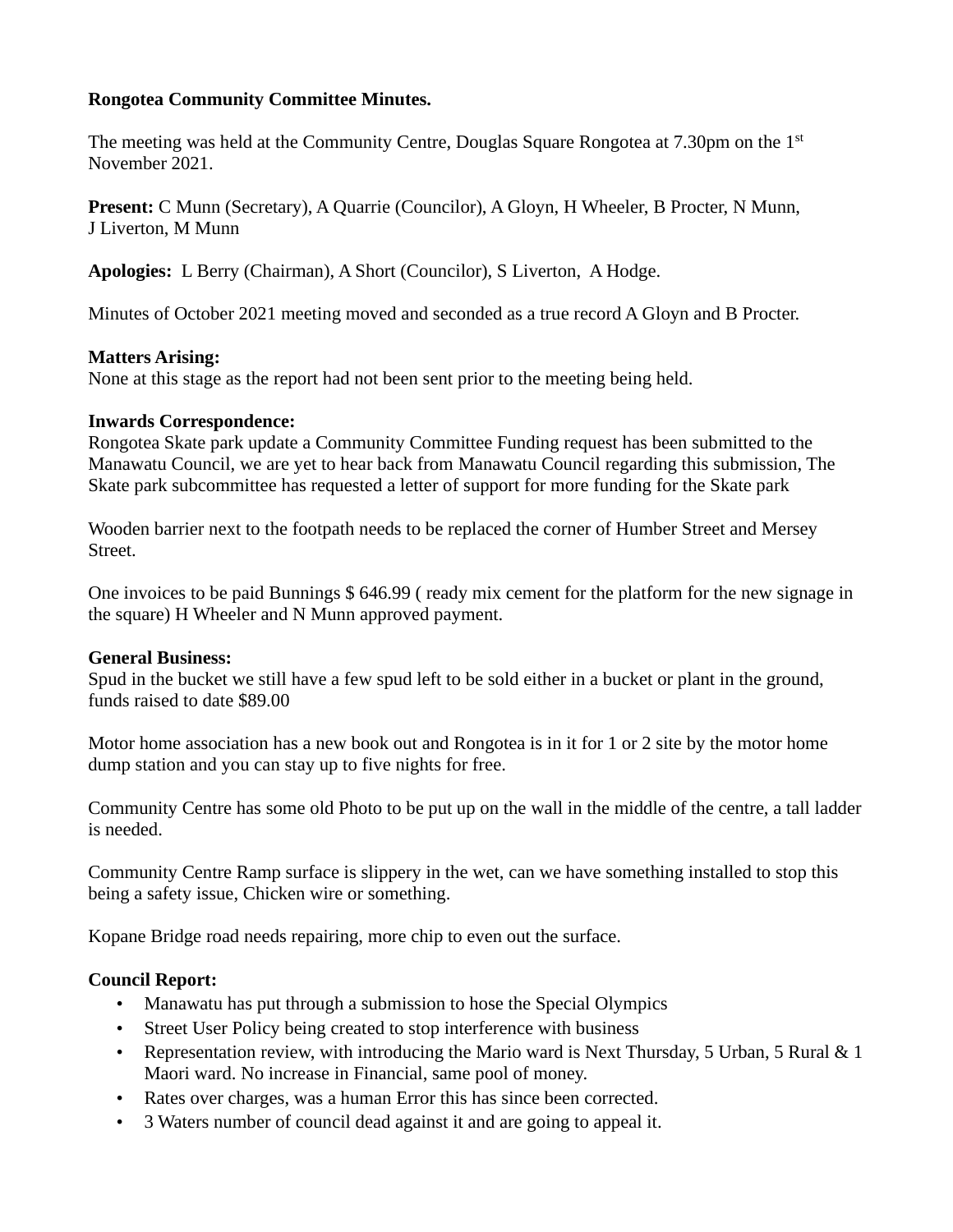**Rongotea Community Committee Minutes.**

The meeting was held at the Community Centre, Douglas Square Rongotea at 7.30pm on the 1st November 2021.

**Present:** C Munn (Secretary), A Quarrie (Councilor), A Gloyn, H Wheeler, B Procter, N Munn, J Liverton, M Munn

**Apologies:** L Berry (Chairman), A Short (Councilor), S Liverton, A Hodge.

Minutes of October 2021 meeting moved and seconded as a true record A Gloyn and B Procter.

**Matters Arising:**
None at this stage as the report had not been sent prior to the meeting being held.

**Inwards Correspondence:**
Rongotea Skate park update a Community Committee Funding request has been submitted to the Manawatu Council, we are yet to hear back from Manawatu Council regarding this submission, The Skate park subcommittee has requested a letter of support for more funding for the Skate park

Wooden barrier next to the footpath needs to be replaced the corner of Humber Street and Mersey Street.

One invoices to be paid Bunnings $ 646.99 ( ready mix cement for the platform for the new signage in the square) H Wheeler and N Munn approved payment.

**General Business:**
Spud in the bucket we still have a few spud left to be sold either in a bucket or plant in the ground, funds raised to date $89.00

Motor home association has a new book out and Rongotea is in it for 1 or 2 site by the motor home dump station and you can stay up to five nights for free.

Community Centre has some old Photo to be put up on the wall in the middle of the centre, a tall ladder is needed.

Community Centre Ramp surface is slippery in the wet, can we have something installed to stop this being a safety issue, Chicken wire or something.

Kopane Bridge road needs repairing, more chip to even out the surface.

**Council Report:**

- Manawatu has put through a submission to hose the Special Olympics
- Street User Policy being created to stop interference with business
- Representation review, with introducing the Mario ward is Next Thursday, 5 Urban, 5 Rural & 1 Maori ward. No increase in Financial, same pool of money.
- Rates over charges, was a human Error this has since been corrected.
- 3 Waters number of council dead against it and are going to appeal it.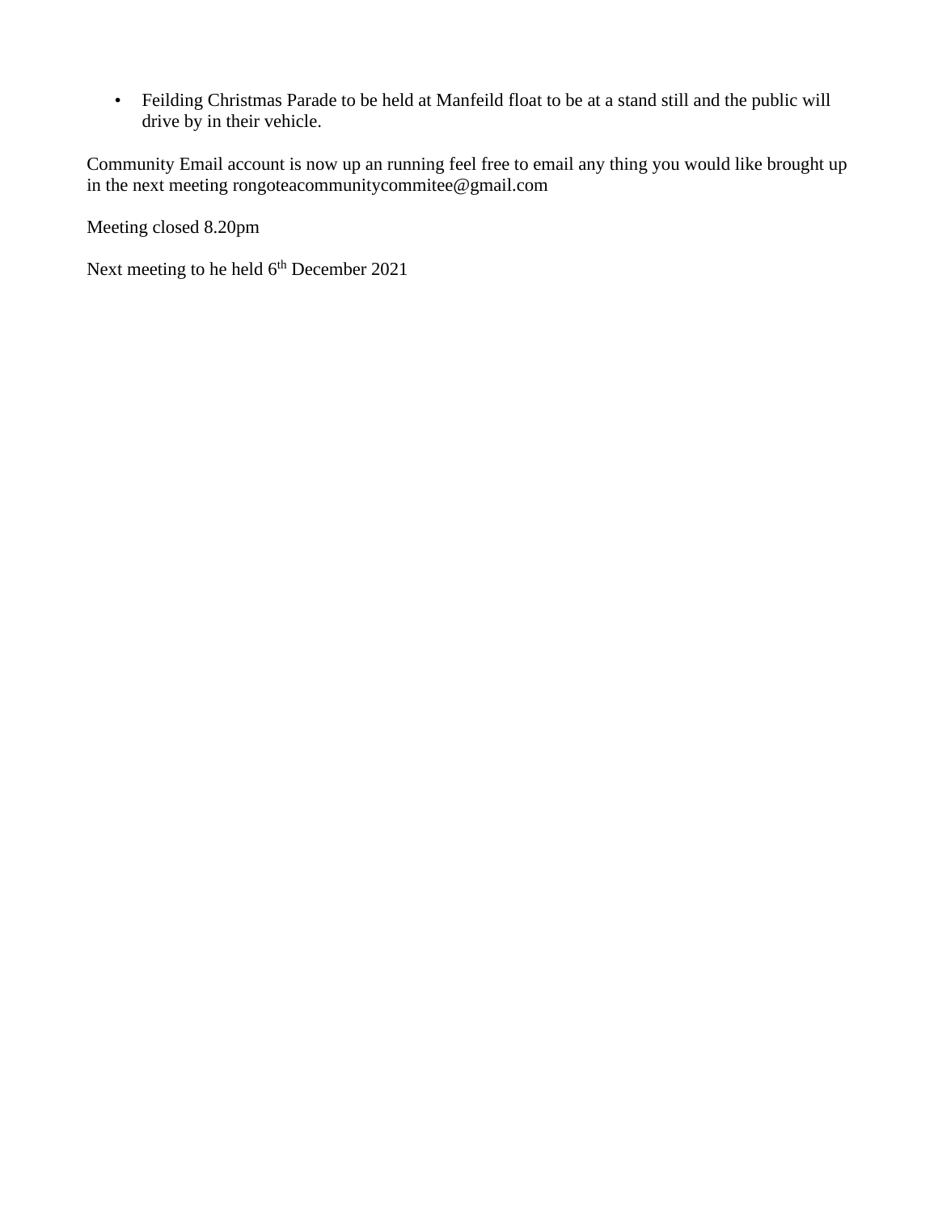- Feilding Christmas Parade to be held at Manfeild float to be at a stand still and the public will drive by in their vehicle.

Community Email account is now up an running feel free to email any thing you would like brought up in the next meeting rongoteacommunitycommitee@gmail.com

Meeting closed 8.20pm

Next meeting to he held 6th December 2021